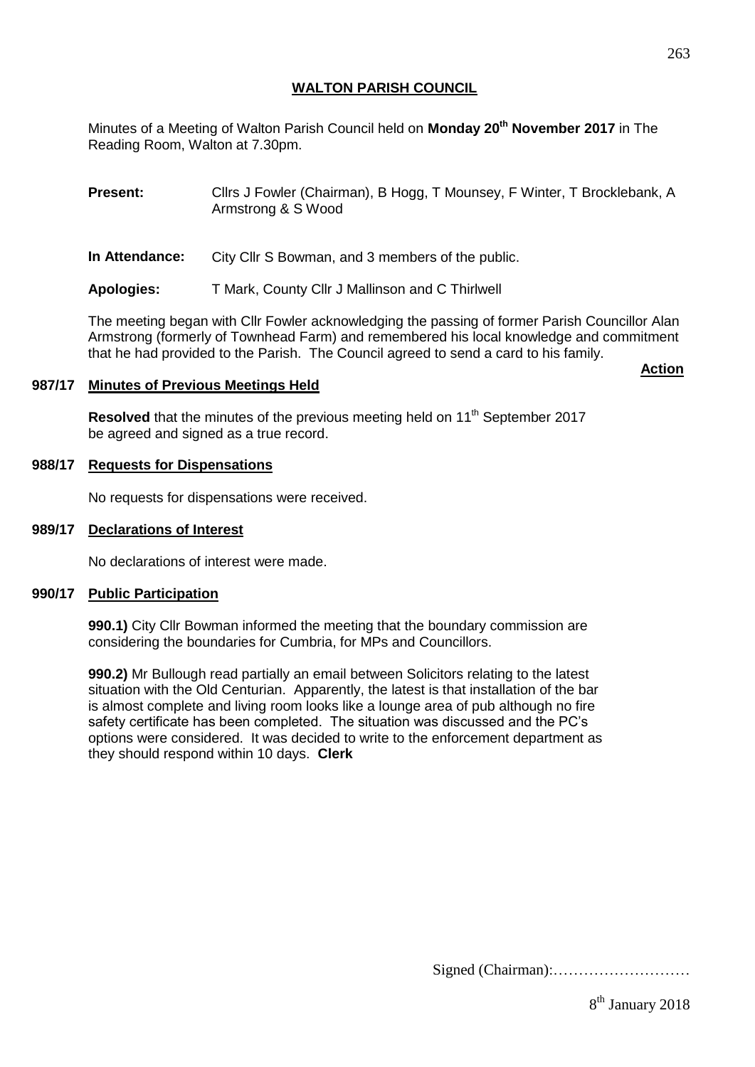# WALTON PARISH COUNCIL

Minutes of a Meeting of Walton Parish Council held on **Monday 20th November 2017** in The Reading Room, Walton at 7.30pm.

**Present:** Cllrs J Fowler (Chairman), B Hogg, T Mounsey, F Winter, T Brocklebank, A Armstrong & S Wood

**In Attendance:** City Cllr S Bowman, and 3 members of the public.

**Apologies:** T Mark, County Cllr J Mallinson and C Thirlwell

The meeting began with Cllr Fowler acknowledging the passing of former Parish Councillor Alan Armstrong (formerly of Townhead Farm) and remembered his local knowledge and commitment that he had provided to the Parish. The Council agreed to send a card to his family.

**Action**

## 987/17 Minutes of Previous Meetings Held

**Resolved** that the minutes of the previous meeting held on 11th September 2017 be agreed and signed as a true record.

## 988/17 Requests for Dispensations

No requests for dispensations were received.

## 989/17 Declarations of Interest

No declarations of interest were made.

## 990/17 Public Participation

**990.1)** City Cllr Bowman informed the meeting that the boundary commission are considering the boundaries for Cumbria, for MPs and Councillors.

**990.2)** Mr Bullough read partially an email between Solicitors relating to the latest situation with the Old Centurian. Apparently, the latest is that installation of the bar is almost complete and living room looks like a lounge area of pub although no fire safety certificate has been completed. The situation was discussed and the PC's options were considered. It was decided to write to the enforcement department as they should respond within 10 days. **Clerk**

Signed (Chairman):………………………

8th January 2018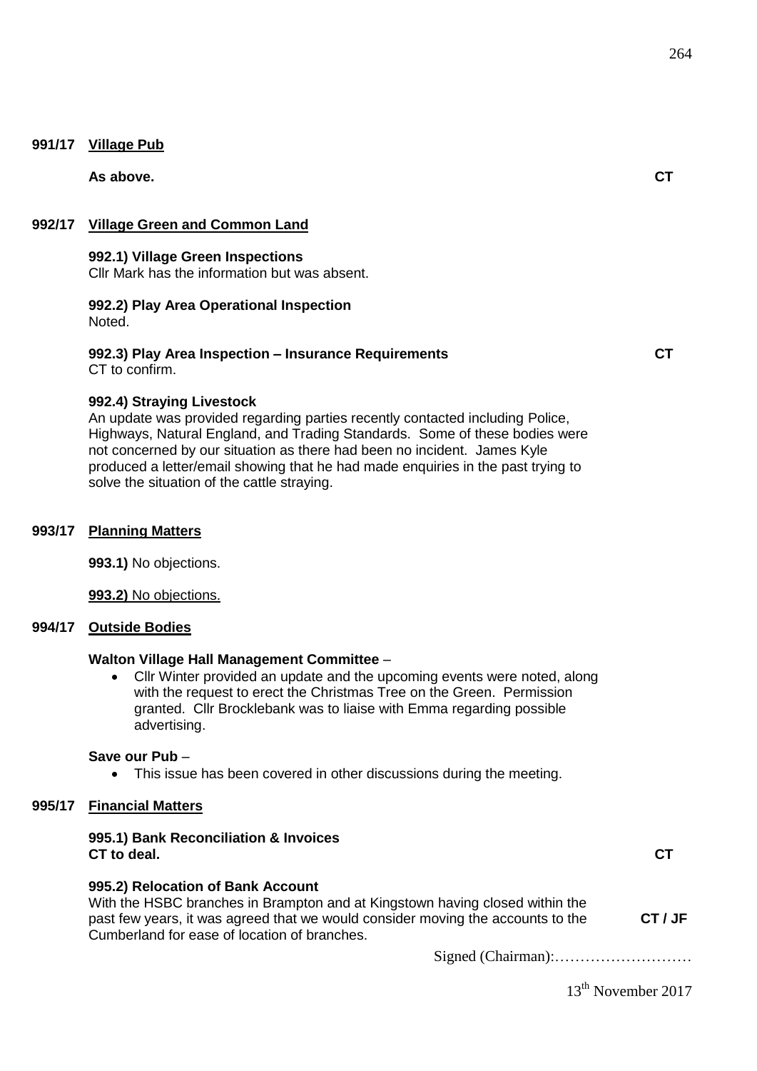**991/17 Village Pub**

**As above.** **CT**

**992/17 Village Green and Common Land**

**992.1) Village Green Inspections**
Cllr Mark has the information but was absent.

**992.2) Play Area Operational Inspection**
Noted.

**992.3) Play Area Inspection – Insurance Requirements** **CT**
CT to confirm.

**992.4) Straying Livestock**
An update was provided regarding parties recently contacted including Police, Highways, Natural England, and Trading Standards. Some of these bodies were not concerned by our situation as there had been no incident. James Kyle produced a letter/email showing that he had made enquiries in the past trying to solve the situation of the cattle straying.

**993/17 Planning Matters**

**993.1)** No objections.

**993.2)** No objections.

**994/17 Outside Bodies**

**Walton Village Hall Management Committee** –

- Cllr Winter provided an update and the upcoming events were noted, along with the request to erect the Christmas Tree on the Green. Permission granted. Cllr Brocklebank was to liaise with Emma regarding possible advertising.

**Save our Pub** –

- This issue has been covered in other discussions during the meeting.

**995/17 Financial Matters**

**995.1) Bank Reconciliation & Invoices**
**CT to deal.** **CT**

**995.2) Relocation of Bank Account**
With the HSBC branches in Brampton and at Kingstown having closed within the past few years, it was agreed that we would consider moving the accounts to the Cumberland for ease of location of branches. **CT / JF**

Signed (Chairman):………………………

13th November 2017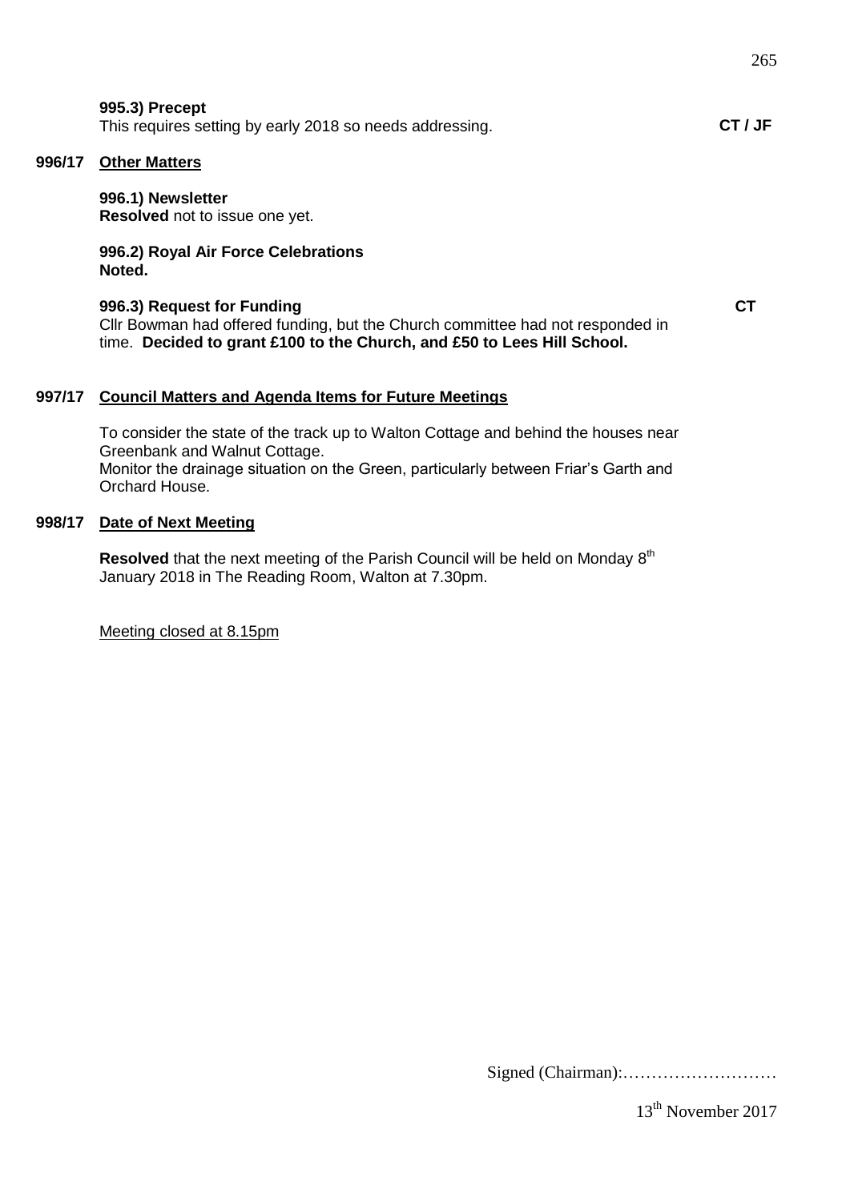**995.3) Precept**
This requires setting by early 2018 so needs addressing. **CT / JF**

## 996/17 Other Matters

**996.1) Newsletter**
**Resolved** not to issue one yet.

**996.2) Royal Air Force Celebrations**
**Noted.**

**996.3) Request for Funding** **CT**
Cllr Bowman had offered funding, but the Church committee had not responded in time. **Decided to grant £100 to the Church, and £50 to Lees Hill School.**

## 997/17 Council Matters and Agenda Items for Future Meetings

To consider the state of the track up to Walton Cottage and behind the houses near Greenbank and Walnut Cottage.
Monitor the drainage situation on the Green, particularly between Friar's Garth and Orchard House.

## 998/17 Date of Next Meeting

**Resolved** that the next meeting of the Parish Council will be held on Monday 8th January 2018 in The Reading Room, Walton at 7.30pm.

Meeting closed at 8.15pm

Signed (Chairman):………………………

13th November 2017